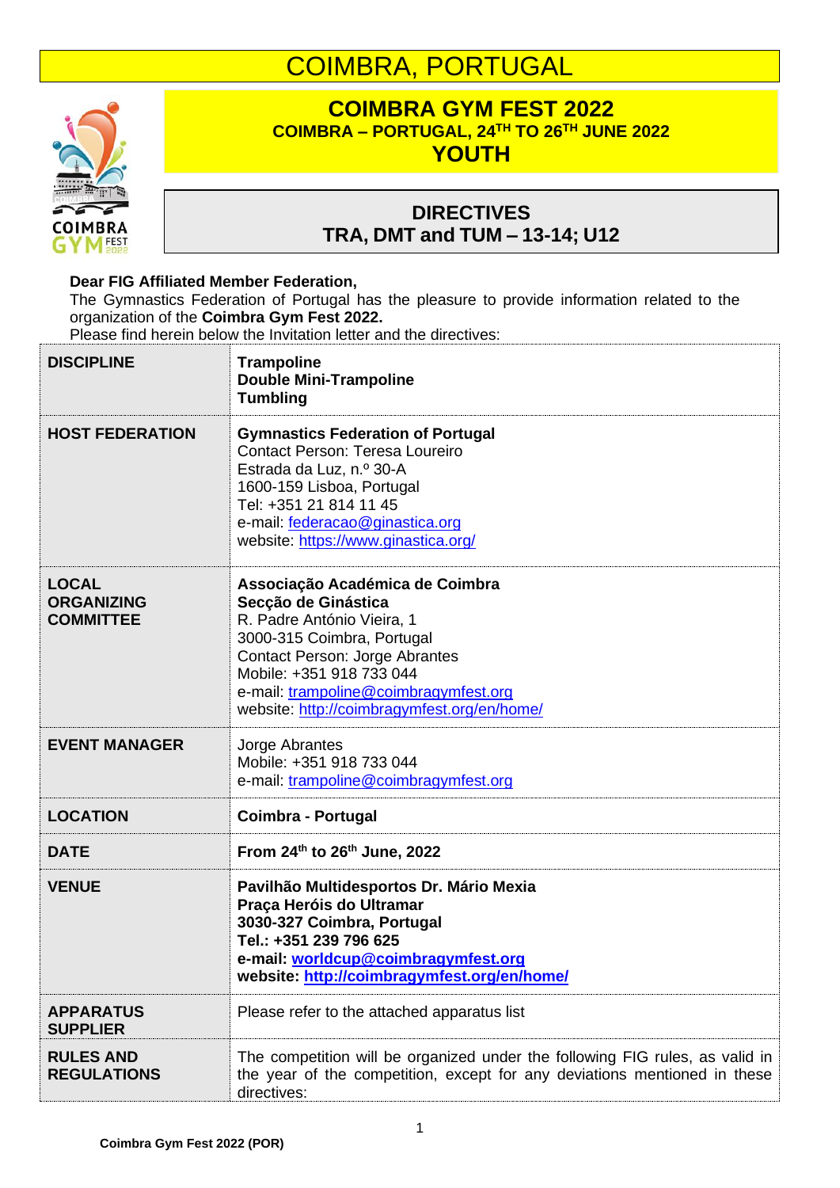# COIMBRA, PORTUGAL

## COIMBRA GYM FEST 2022

**COIMBRA – PORTUGAL, 24TH TO 26TH JUNE 2022**

**YOUTH**

## DIRECTIVES
## TRA, DMT and TUM – 13-14; U12

**Dear FIG Affiliated Member Federation,**

The Gymnastics Federation of Portugal has the pleasure to provide information related to the organization of the **Coimbra Gym Fest 2022.**

Please find herein below the Invitation letter and the directives:

| | |
|---|---|
| **DISCIPLINE** | **Trampoline**<br>**Double Mini-Trampoline**<br>**Tumbling** |
| **HOST FEDERATION** | **Gymnastics Federation of Portugal**<br>Contact Person: Teresa Loureiro<br>Estrada da Luz, n.º 30-A<br>1600-159 Lisboa, Portugal<br>Tel: +351 21 814 11 45<br>e-mail: federacao@ginastica.org<br>website: https://www.ginastica.org/ |
| **LOCAL ORGANIZING COMMITTEE** | **Associação Académica de Coimbra**<br>**Secção de Ginástica**<br>R. Padre António Vieira, 1<br>3000-315 Coimbra, Portugal<br>Contact Person: Jorge Abrantes<br>Mobile: +351 918 733 044<br>e-mail: trampoline@coimbragymfest.org<br>website: http://coimbragymfest.org/en/home/ |
| **EVENT MANAGER** | Jorge Abrantes<br>Mobile: +351 918 733 044<br>e-mail: trampoline@coimbragymfest.org |
| **LOCATION** | **Coimbra - Portugal** |
| **DATE** | **From 24th to 26th June, 2022** |
| **VENUE** | **Pavilhão Multidesportos Dr. Mário Mexia**<br>**Praça Heróis do Ultramar**<br>**3030-327 Coimbra, Portugal**<br>**Tel.: +351 239 796 625**<br>**e-mail: worldcup@coimbragymfest.org**<br>**website: http://coimbragymfest.org/en/home/** |
| **APPARATUS SUPPLIER** | Please refer to the attached apparatus list |
| **RULES AND REGULATIONS** | The competition will be organized under the following FIG rules, as valid in the year of the competition, except for any deviations mentioned in these directives: |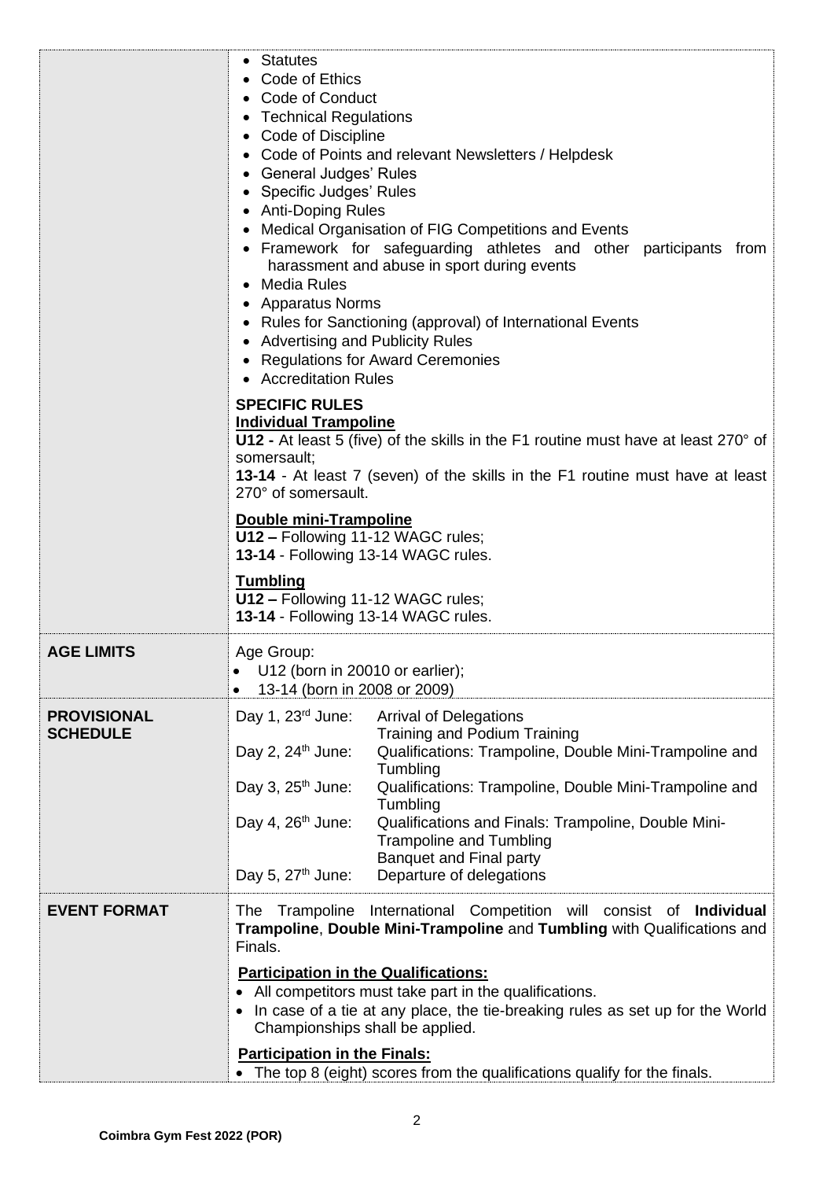| | |
|---|---|
| | • Statutes<br>• Code of Ethics<br>• Code of Conduct<br>• Technical Regulations<br>• Code of Discipline<br>• Code of Points and relevant Newsletters / Helpdesk<br>• General Judges' Rules<br>• Specific Judges' Rules<br>• Anti-Doping Rules<br>• Medical Organisation of FIG Competitions and Events<br>• Framework for safeguarding athletes and other participants from harassment and abuse in sport during events<br>• Media Rules<br>• Apparatus Norms<br>• Rules for Sanctioning (approval) of International Events<br>• Advertising and Publicity Rules<br>• Regulations for Award Ceremonies<br>• Accreditation Rules<br><br>**SPECIFIC RULES**<br>**Individual Trampoline**<br>**U12 -** At least 5 (five) of the skills in the F1 routine must have at least 270° of somersault;<br>**13-14** - At least 7 (seven) of the skills in the F1 routine must have at least 270° of somersault.<br><br>**Double mini-Trampoline**<br>**U12 –** Following 11-12 WAGC rules;<br>**13-14** - Following 13-14 WAGC rules.<br><br>**Tumbling**<br>**U12 –** Following 11-12 WAGC rules;<br>**13-14** - Following 13-14 WAGC rules. |
| **AGE LIMITS** | Age Group:<br>• U12 (born in 20010 or earlier);<br>• 13-14 (born in 2008 or 2009) |
| **PROVISIONAL SCHEDULE** | Day 1, 23rd June: Arrival of Delegations<br>Training and Podium Training<br>Day 2, 24th June: Qualifications: Trampoline, Double Mini-Trampoline and Tumbling<br>Day 3, 25th June: Qualifications: Trampoline, Double Mini-Trampoline and Tumbling<br>Day 4, 26th June: Qualifications and Finals: Trampoline, Double Mini-Trampoline and Tumbling<br>Banquet and Final party<br>Day 5, 27th June: Departure of delegations |
| **EVENT FORMAT** | The Trampoline International Competition will consist of **Individual Trampoline**, **Double Mini-Trampoline** and **Tumbling** with Qualifications and Finals.<br><br>**Participation in the Qualifications:**<br>• All competitors must take part in the qualifications.<br>• In case of a tie at any place, the tie-breaking rules as set up for the World Championships shall be applied.<br><br>**Participation in the Finals:**<br>• The top 8 (eight) scores from the qualifications qualify for the finals. |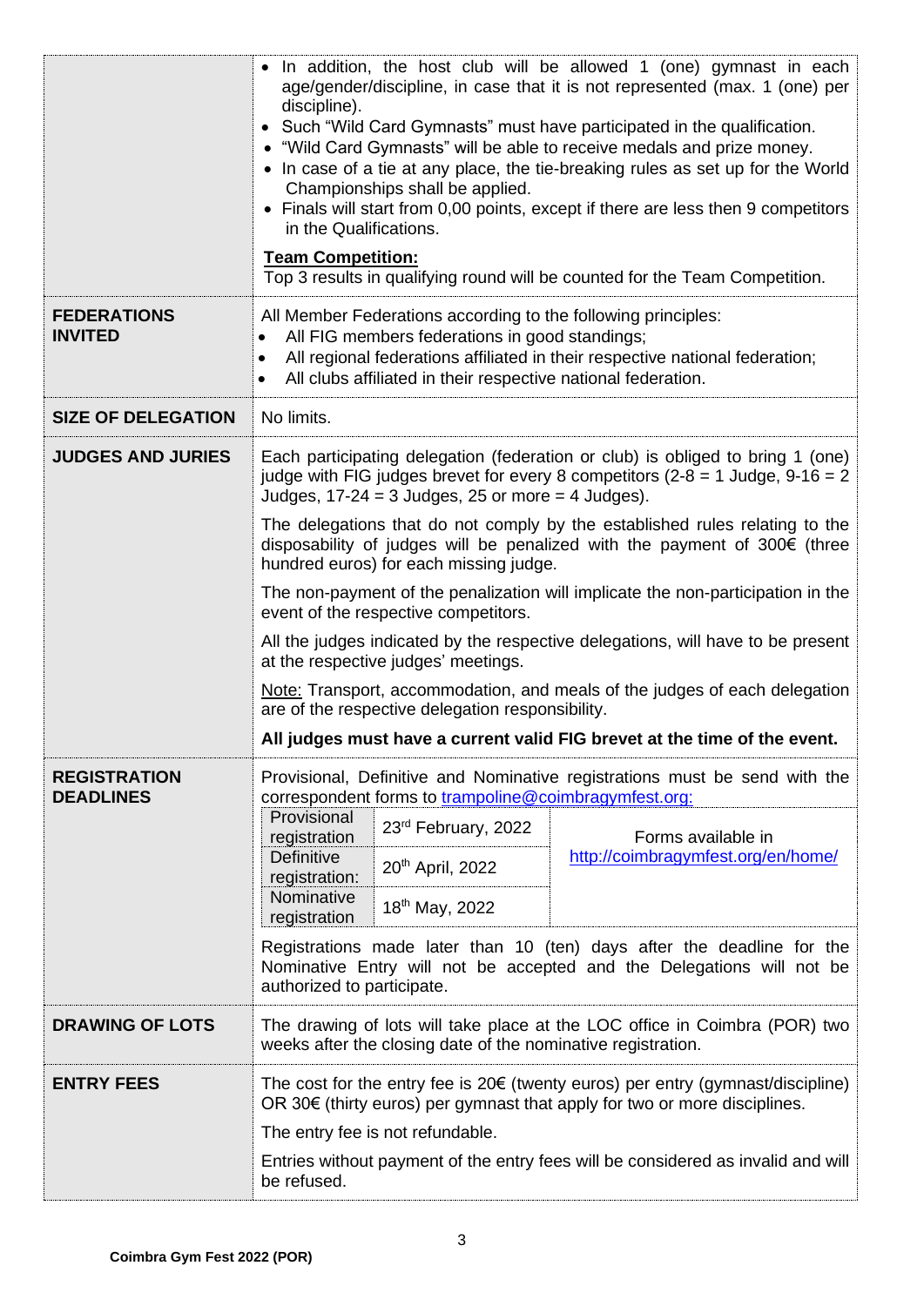| | |
|---|---|
| | • In addition, the host club will be allowed 1 (one) gymnast in each age/gender/discipline, in case that it is not represented (max. 1 (one) per discipline).<br>• Such "Wild Card Gymnasts" must have participated in the qualification.<br>• "Wild Card Gymnasts" will be able to receive medals and prize money.<br>• In case of a tie at any place, the tie-breaking rules as set up for the World Championships shall be applied.<br>• Finals will start from 0,00 points, except if there are less then 9 competitors in the Qualifications.<br><br>**Team Competition:**<br>Top 3 results in qualifying round will be counted for the Team Competition. |
| **FEDERATIONS INVITED** | All Member Federations according to the following principles:<br>• All FIG members federations in good standings;<br>• All regional federations affiliated in their respective national federation;<br>• All clubs affiliated in their respective national federation. |
| **SIZE OF DELEGATION** | No limits. |
| **JUDGES AND JURIES** | Each participating delegation (federation or club) is obliged to bring 1 (one) judge with FIG judges brevet for every 8 competitors (2-8 = 1 Judge, 9-16 = 2 Judges, 17-24 = 3 Judges, 25 or more = 4 Judges).<br><br>The delegations that do not comply by the established rules relating to the disposability of judges will be penalized with the payment of 300€ (three hundred euros) for each missing judge.<br><br>The non-payment of the penalization will implicate the non-participation in the event of the respective competitors.<br><br>All the judges indicated by the respective delegations, will have to be present at the respective judges' meetings.<br><br>Note: Transport, accommodation, and meals of the judges of each delegation are of the respective delegation responsibility.<br><br>**All judges must have a current valid FIG brevet at the time of the event.** |
| **REGISTRATION DEADLINES** | Provisional, Definitive and Nominative registrations must be send with the correspondent forms to trampoline@coimbragymfest.org:<br><br>Provisional registration: 23rd February, 2022<br>Definitive registration: 20th April, 2022<br>Nominative registration: 18th May, 2022<br>Forms available in http://coimbragymfest.org/en/home/<br><br>Registrations made later than 10 (ten) days after the deadline for the Nominative Entry will not be accepted and the Delegations will not be authorized to participate. |
| **DRAWING OF LOTS** | The drawing of lots will take place at the LOC office in Coimbra (POR) two weeks after the closing date of the nominative registration. |
| **ENTRY FEES** | The cost for the entry fee is 20€ (twenty euros) per entry (gymnast/discipline) OR 30€ (thirty euros) per gymnast that apply for two or more disciplines.<br><br>The entry fee is not refundable.<br><br>Entries without payment of the entry fees will be considered as invalid and will be refused. |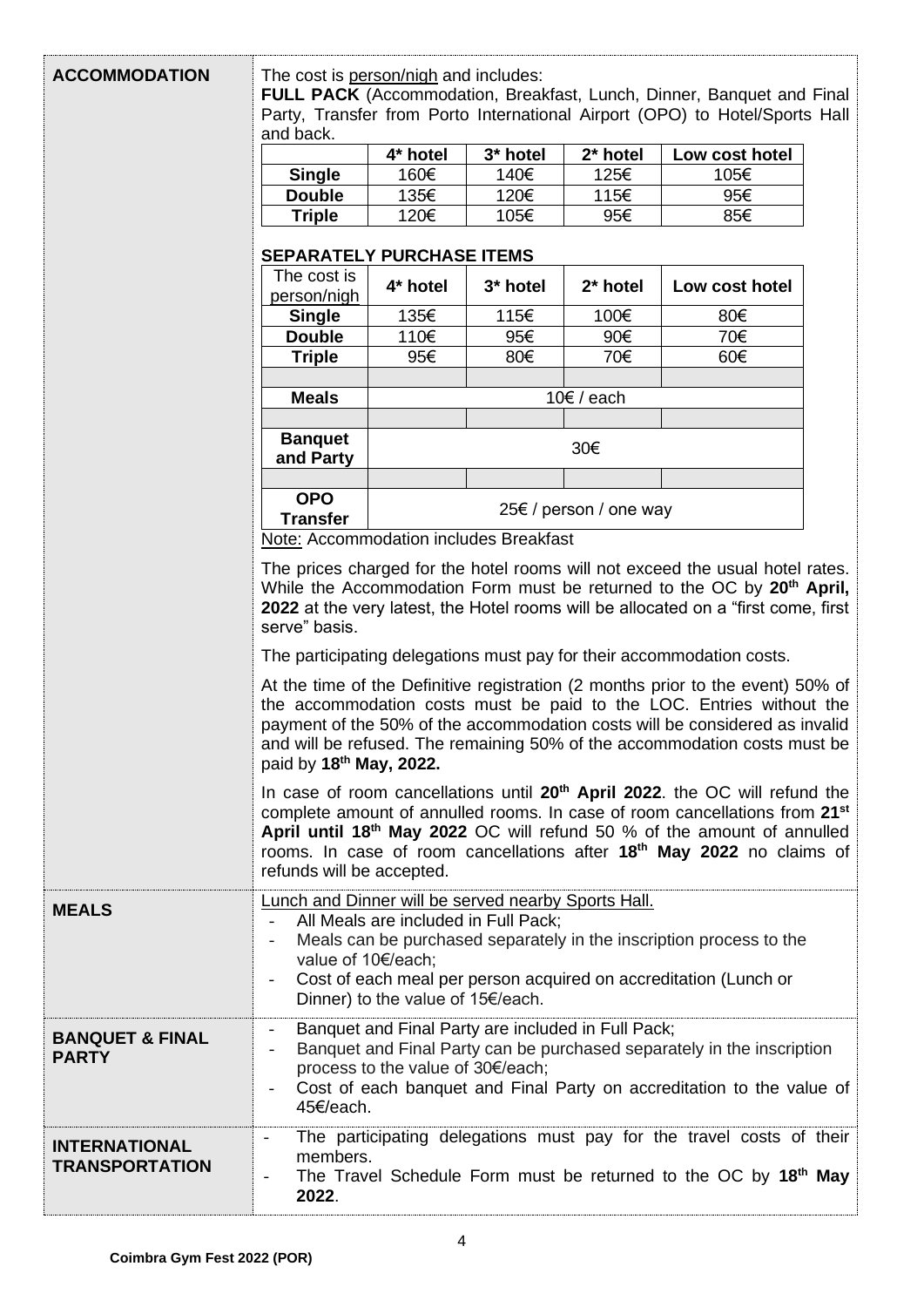## ACCOMMODATION

The cost is person/nigh and includes:

**FULL PACK** (Accommodation, Breakfast, Lunch, Dinner, Banquet and Final Party, Transfer from Porto International Airport (OPO) to Hotel/Sports Hall and back.

| | 4* hotel | 3* hotel | 2* hotel | Low cost hotel |
|---|---|---|---|---|
| **Single** | 160€ | 140€ | 125€ | 105€ |
| **Double** | 135€ | 120€ | 115€ | 95€ |
| **Triple** | 120€ | 105€ | 95€ | 85€ |

**SEPARATELY PURCHASE ITEMS**

| The cost is person/nigh | 4* hotel | 3* hotel | 2* hotel | Low cost hotel |
|---|---|---|---|---|
| **Single** | 135€ | 115€ | 100€ | 80€ |
| **Double** | 110€ | 95€ | 90€ | 70€ |
| **Triple** | 95€ | 80€ | 70€ | 60€ |
| | | | | |
| **Meals** | 10€ / each | | | |
| | | | | |
| **Banquet and Party** | 30€ | | | |
| | | | | |
| **OPO Transfer** | 25€ / person / one way | | | |

Note: Accommodation includes Breakfast

The prices charged for the hotel rooms will not exceed the usual hotel rates. While the Accommodation Form must be returned to the OC by **20th April, 2022** at the very latest, the Hotel rooms will be allocated on a "first come, first serve" basis.

The participating delegations must pay for their accommodation costs.

At the time of the Definitive registration (2 months prior to the event) 50% of the accommodation costs must be paid to the LOC. Entries without the payment of the 50% of the accommodation costs will be considered as invalid and will be refused. The remaining 50% of the accommodation costs must be paid by **18th May, 2022.**

In case of room cancellations until **20th April 2022**. the OC will refund the complete amount of annulled rooms. In case of room cancellations from **21st April until 18th May 2022** OC will refund 50 % of the amount of annulled rooms. In case of room cancellations after **18th May 2022** no claims of refunds will be accepted.

## MEALS

Lunch and Dinner will be served nearby Sports Hall.

- All Meals are included in Full Pack;
- Meals can be purchased separately in the inscription process to the value of 10€/each;
- Cost of each meal per person acquired on accreditation (Lunch or Dinner) to the value of 15€/each.

## BANQUET & FINAL PARTY

- Banquet and Final Party are included in Full Pack;
- Banquet and Final Party can be purchased separately in the inscription process to the value of 30€/each;
- Cost of each banquet and Final Party on accreditation to the value of 45€/each.

## INTERNATIONAL TRANSPORTATION

- The participating delegations must pay for the travel costs of their members.
- The Travel Schedule Form must be returned to the OC by **18th May 2022**.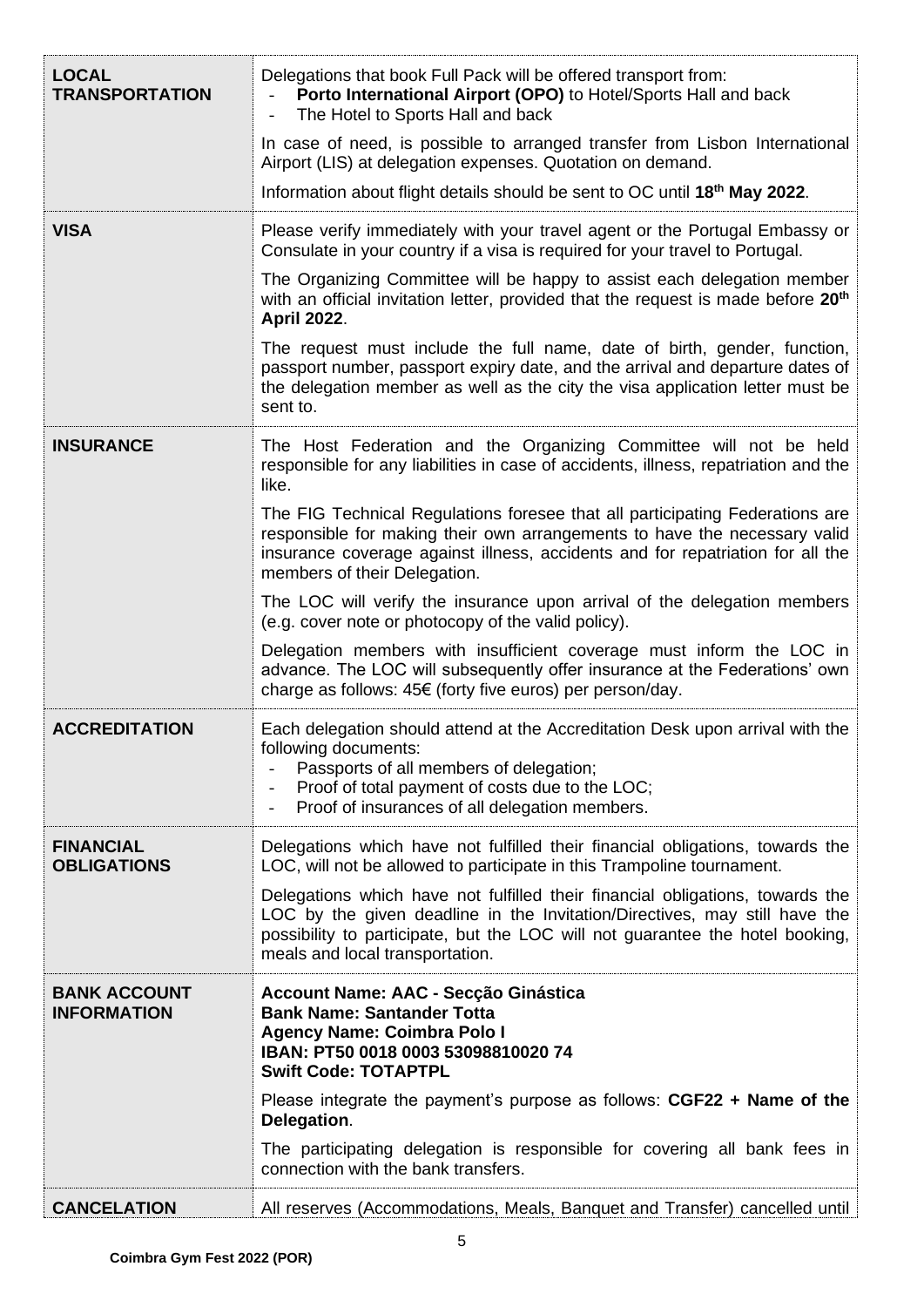| | |
|---|---|
| **LOCAL TRANSPORTATION** | Delegations that book Full Pack will be offered transport from:<br>- **Porto International Airport (OPO)** to Hotel/Sports Hall and back<br>- The Hotel to Sports Hall and back<br><br>In case of need, is possible to arranged transfer from Lisbon International Airport (LIS) at delegation expenses. Quotation on demand.<br><br>Information about flight details should be sent to OC until **18th May 2022**. |
| **VISA** | Please verify immediately with your travel agent or the Portugal Embassy or Consulate in your country if a visa is required for your travel to Portugal.<br><br>The Organizing Committee will be happy to assist each delegation member with an official invitation letter, provided that the request is made before **20th April 2022**.<br><br>The request must include the full name, date of birth, gender, function, passport number, passport expiry date, and the arrival and departure dates of the delegation member as well as the city the visa application letter must be sent to. |
| **INSURANCE** | The Host Federation and the Organizing Committee will not be held responsible for any liabilities in case of accidents, illness, repatriation and the like.<br><br>The FIG Technical Regulations foresee that all participating Federations are responsible for making their own arrangements to have the necessary valid insurance coverage against illness, accidents and for repatriation for all the members of their Delegation.<br><br>The LOC will verify the insurance upon arrival of the delegation members (e.g. cover note or photocopy of the valid policy).<br><br>Delegation members with insufficient coverage must inform the LOC in advance. The LOC will subsequently offer insurance at the Federations' own charge as follows: 45€ (forty five euros) per person/day. |
| **ACCREDITATION** | Each delegation should attend at the Accreditation Desk upon arrival with the following documents:<br>- Passports of all members of delegation;<br>- Proof of total payment of costs due to the LOC;<br>- Proof of insurances of all delegation members. |
| **FINANCIAL OBLIGATIONS** | Delegations which have not fulfilled their financial obligations, towards the LOC, will not be allowed to participate in this Trampoline tournament.<br><br>Delegations which have not fulfilled their financial obligations, towards the LOC by the given deadline in the Invitation/Directives, may still have the possibility to participate, but the LOC will not guarantee the hotel booking, meals and local transportation. |
| **BANK ACCOUNT INFORMATION** | **Account Name: AAC - Secção Ginástica**<br>**Bank Name: Santander Totta**<br>**Agency Name: Coimbra Polo I**<br>**IBAN: PT50 0018 0003 53098810020 74**<br>**Swift Code: TOTAPTPL**<br><br>Please integrate the payment's purpose as follows: **CGF22 + Name of the Delegation**.<br><br>The participating delegation is responsible for covering all bank fees in connection with the bank transfers. |
| **CANCELATION** | All reserves (Accommodations, Meals, Banquet and Transfer) cancelled until |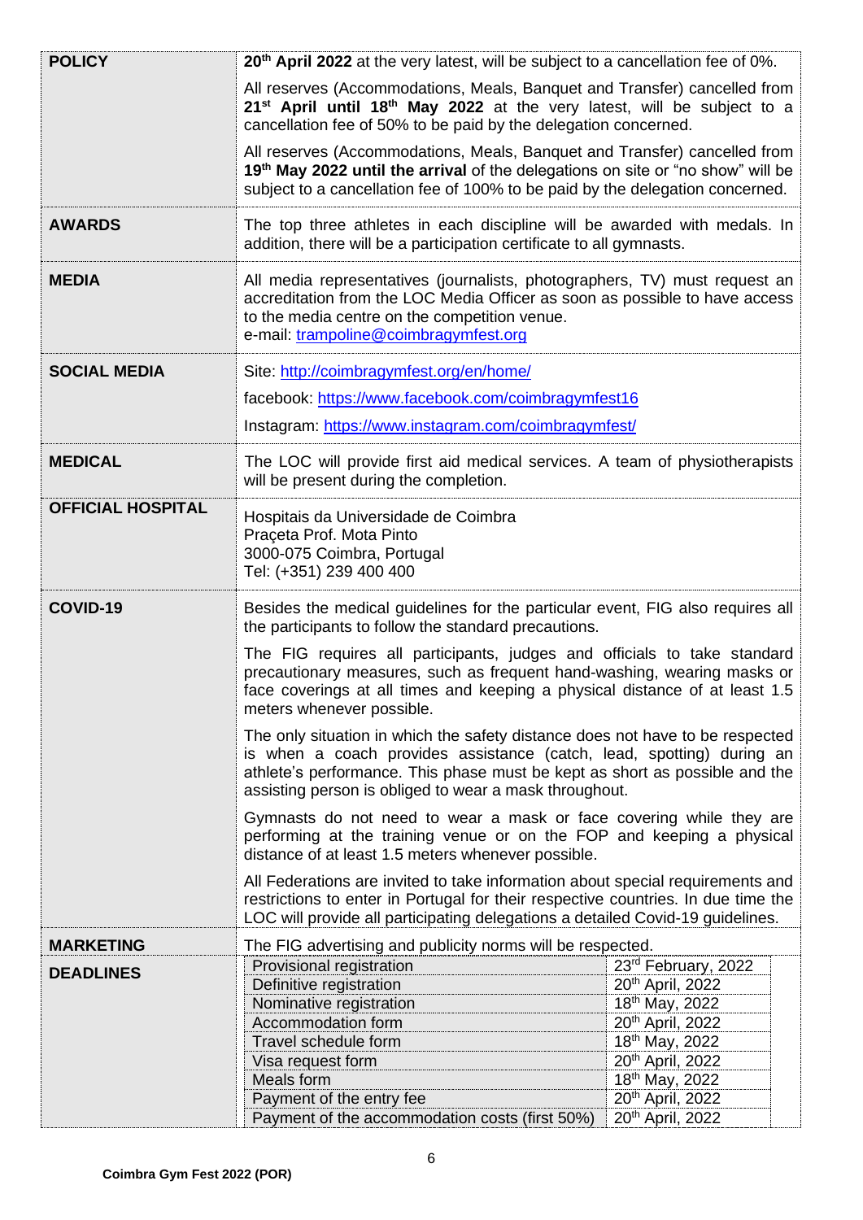| | |
|---|---|
| **POLICY** | **20th April 2022** at the very latest, will be subject to a cancellation fee of 0%.<br><br>All reserves (Accommodations, Meals, Banquet and Transfer) cancelled from **21st April until 18th May 2022** at the very latest, will be subject to a cancellation fee of 50% to be paid by the delegation concerned.<br><br>All reserves (Accommodations, Meals, Banquet and Transfer) cancelled from **19th May 2022 until the arrival** of the delegations on site or "no show" will be subject to a cancellation fee of 100% to be paid by the delegation concerned. |
| **AWARDS** | The top three athletes in each discipline will be awarded with medals. In addition, there will be a participation certificate to all gymnasts. |
| **MEDIA** | All media representatives (journalists, photographers, TV) must request an accreditation from the LOC Media Officer as soon as possible to have access to the media centre on the competition venue.<br>e-mail: trampoline@coimbragymfest.org |
| **SOCIAL MEDIA** | Site: http://coimbragymfest.org/en/home/<br><br>facebook: https://www.facebook.com/coimbragymfest16<br><br>Instagram: https://www.instagram.com/coimbragymfest/ |
| **MEDICAL** | The LOC will provide first aid medical services. A team of physiotherapists will be present during the completion. |
| **OFFICIAL HOSPITAL** | Hospitais da Universidade de Coimbra<br>Praçeta Prof. Mota Pinto<br>3000-075 Coimbra, Portugal<br>Tel: (+351) 239 400 400 |
| **COVID-19** | Besides the medical guidelines for the particular event, FIG also requires all the participants to follow the standard precautions.<br><br>The FIG requires all participants, judges and officials to take standard precautionary measures, such as frequent hand-washing, wearing masks or face coverings at all times and keeping a physical distance of at least 1.5 meters whenever possible.<br><br>The only situation in which the safety distance does not have to be respected is when a coach provides assistance (catch, lead, spotting) during an athlete's performance. This phase must be kept as short as possible and the assisting person is obliged to wear a mask throughout.<br><br>Gymnasts do not need to wear a mask or face covering while they are performing at the training venue or on the FOP and keeping a physical distance of at least 1.5 meters whenever possible.<br><br>All Federations are invited to take information about special requirements and restrictions to enter in Portugal for their respective countries. In due time the LOC will provide all participating delegations a detailed Covid-19 guidelines. |
| **MARKETING** | The FIG advertising and publicity norms will be respected. |
| **DEADLINES** | Provisional registration: 23rd February, 2022<br>Definitive registration: 20th April, 2022<br>Nominative registration: 18th May, 2022<br>Accommodation form: 20th April, 2022<br>Travel schedule form: 18th May, 2022<br>Visa request form: 20th April, 2022<br>Meals form: 18th May, 2022<br>Payment of the entry fee: 20th April, 2022<br>Payment of the accommodation costs (first 50%): 20th April, 2022 |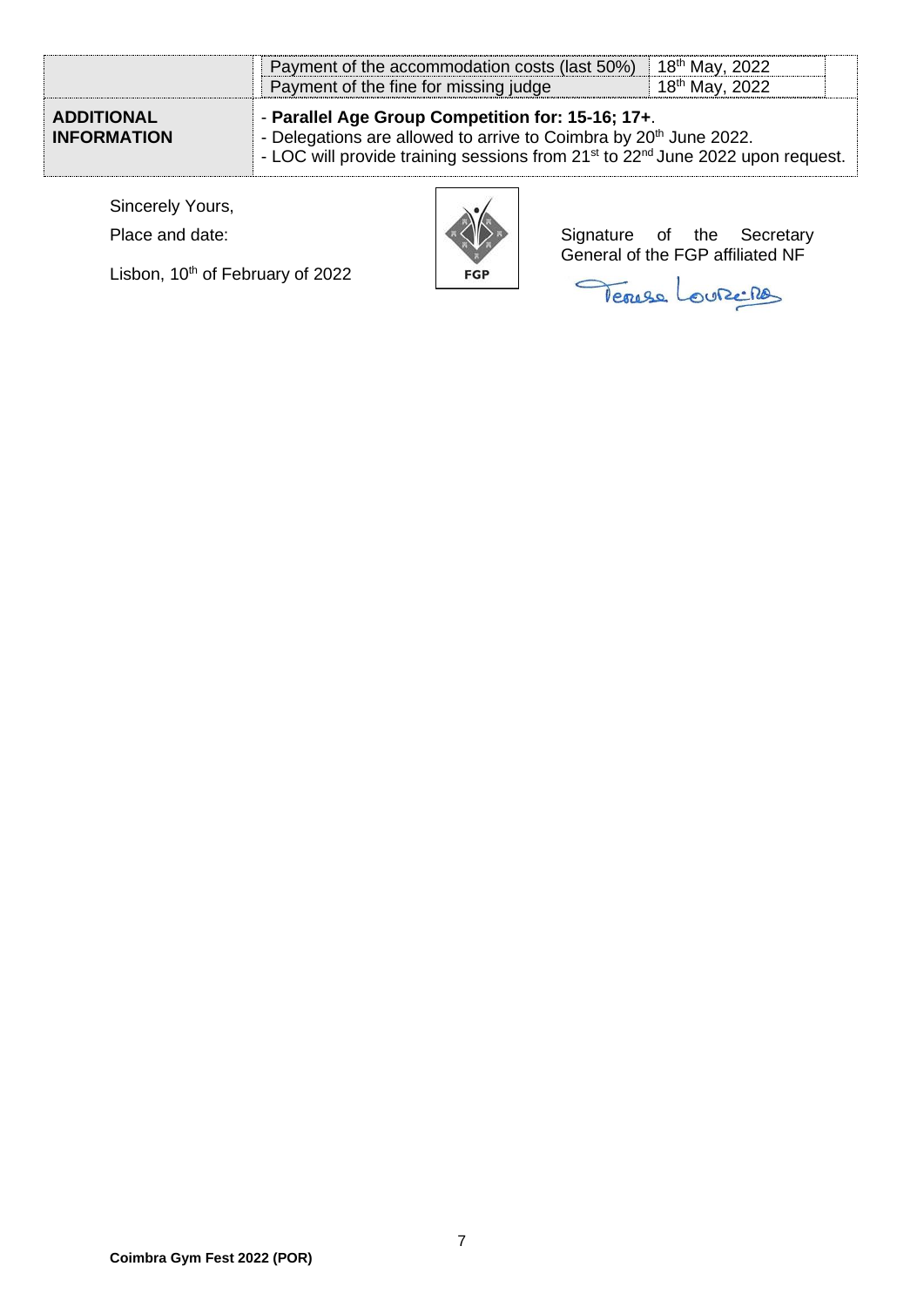| | | |
|---|---|---|
| | Payment of the accommodation costs (last 50%) | 18th May, 2022 |
| | Payment of the fine for missing judge | 18th May, 2022 |
| **ADDITIONAL INFORMATION** | - **Parallel Age Group Competition for: 15-16; 17+**.<br>- Delegations are allowed to arrive to Coimbra by 20th June 2022.<br>- LOC will provide training sessions from 21st to 22nd June 2022 upon request. | |

Sincerely Yours,

Place and date:

Lisbon, 10th of February of 2022

FGP

Signature of the Secretary General of the FGP affiliated NF

Teresa Loureiro